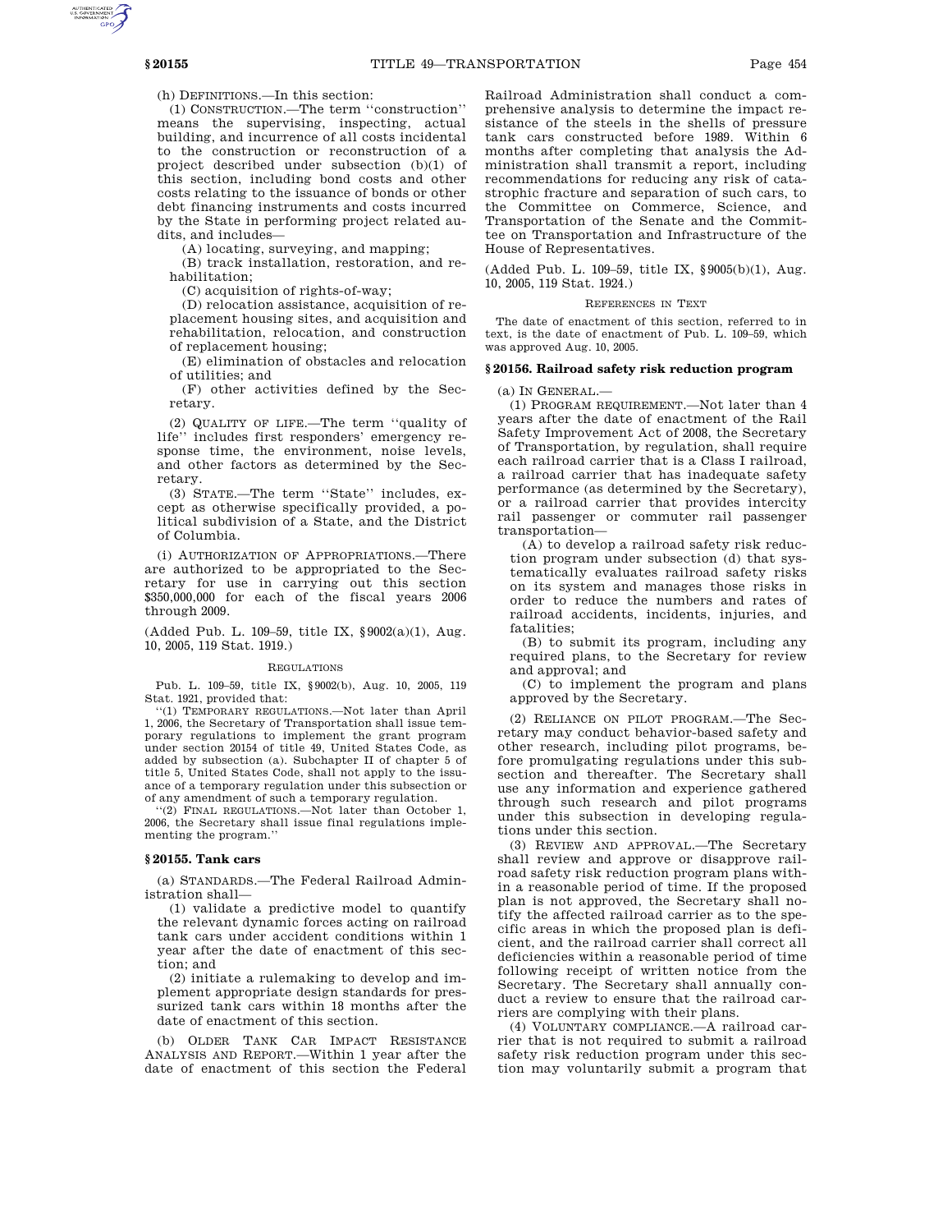(h) DEFINITIONS.—In this section:

(1) CONSTRUCTION.—The term ''construction'' means the supervising, inspecting, actual building, and incurrence of all costs incidental to the construction or reconstruction of a project described under subsection (b)(1) of this section, including bond costs and other costs relating to the issuance of bonds or other debt financing instruments and costs incurred by the State in performing project related audits, and includes—

(A) locating, surveying, and mapping;

(B) track installation, restoration, and rehabilitation;

(C) acquisition of rights-of-way;

(D) relocation assistance, acquisition of replacement housing sites, and acquisition and rehabilitation, relocation, and construction of replacement housing;

(E) elimination of obstacles and relocation of utilities; and

(F) other activities defined by the Secretary.

(2) QUALITY OF LIFE.—The term ''quality of life'' includes first responders' emergency response time, the environment, noise levels, and other factors as determined by the Secretary.

(3) STATE.—The term ''State'' includes, except as otherwise specifically provided, a political subdivision of a State, and the District of Columbia.

(i) AUTHORIZATION OF APPROPRIATIONS.—There are authorized to be appropriated to the Secretary for use in carrying out this section $350,000,000 for each of the fiscal years 2006 through 2009.

(Added Pub. L. 109–59, title IX, §9002(a)(1), Aug. 10, 2005, 119 Stat. 1919.)

REGULATIONS

Pub. L. 109–59, title IX, §9002(b), Aug. 10, 2005, 119 Stat. 1921, provided that:

''(1) TEMPORARY REGULATIONS.—Not later than April 1, 2006, the Secretary of Transportation shall issue temporary regulations to implement the grant program under section 20154 of title 49, United States Code, as added by subsection (a). Subchapter II of chapter 5 of title 5, United States Code, shall not apply to the issuance of a temporary regulation under this subsection or of any amendment of such a temporary regulation.

''(2) FINAL REGULATIONS.—Not later than October 1, 2006, the Secretary shall issue final regulations implementing the program.''

### §20155. Tank cars

(a) STANDARDS.—The Federal Railroad Administration shall—

(1) validate a predictive model to quantify the relevant dynamic forces acting on railroad tank cars under accident conditions within 1 year after the date of enactment of this section; and

(2) initiate a rulemaking to develop and implement appropriate design standards for pressurized tank cars within 18 months after the date of enactment of this section.

(b) OLDER TANK CAR IMPACT RESISTANCE ANALYSIS AND REPORT.—Within 1 year after the date of enactment of this section the Federal Railroad Administration shall conduct a comprehensive analysis to determine the impact resistance of the steels in the shells of pressure tank cars constructed before 1989. Within 6 months after completing that analysis the Administration shall transmit a report, including recommendations for reducing any risk of catastrophic fracture and separation of such cars, to the Committee on Commerce, Science, and Transportation of the Senate and the Committee on Transportation and Infrastructure of the House of Representatives.

(Added Pub. L. 109–59, title IX, §9005(b)(1), Aug. 10, 2005, 119 Stat. 1924.)

REFERENCES IN TEXT

The date of enactment of this section, referred to in text, is the date of enactment of Pub. L. 109–59, which was approved Aug. 10, 2005.

### §20156. Railroad safety risk reduction program

(a) IN GENERAL.—

(1) PROGRAM REQUIREMENT.—Not later than 4 years after the date of enactment of the Rail Safety Improvement Act of 2008, the Secretary of Transportation, by regulation, shall require each railroad carrier that is a Class I railroad, a railroad carrier that has inadequate safety performance (as determined by the Secretary), or a railroad carrier that provides intercity rail passenger or commuter rail passenger transportation—

(A) to develop a railroad safety risk reduction program under subsection (d) that systematically evaluates railroad safety risks on its system and manages those risks in order to reduce the numbers and rates of railroad accidents, incidents, injuries, and fatalities;

(B) to submit its program, including any required plans, to the Secretary for review and approval; and

(C) to implement the program and plans approved by the Secretary.

(2) RELIANCE ON PILOT PROGRAM.—The Secretary may conduct behavior-based safety and other research, including pilot programs, before promulgating regulations under this subsection and thereafter. The Secretary shall use any information and experience gathered through such research and pilot programs under this subsection in developing regulations under this section.

(3) REVIEW AND APPROVAL.—The Secretary shall review and approve or disapprove railroad safety risk reduction program plans within a reasonable period of time. If the proposed plan is not approved, the Secretary shall notify the affected railroad carrier as to the specific areas in which the proposed plan is deficient, and the railroad carrier shall correct all deficiencies within a reasonable period of time following receipt of written notice from the Secretary. The Secretary shall annually conduct a review to ensure that the railroad carriers are complying with their plans.

(4) VOLUNTARY COMPLIANCE.—A railroad carrier that is not required to submit a railroad safety risk reduction program under this section may voluntarily submit a program that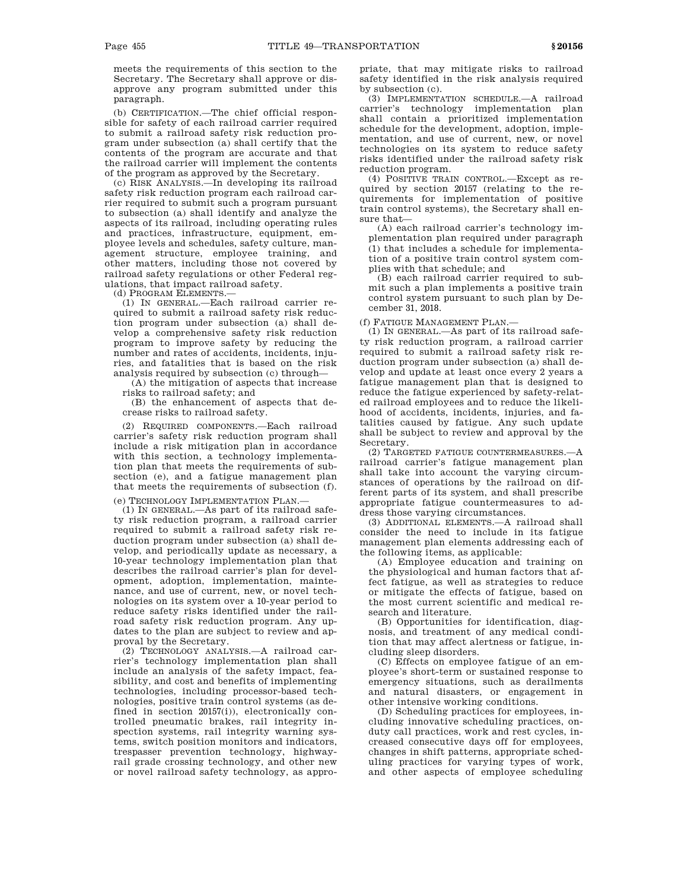meets the requirements of this section to the Secretary. The Secretary shall approve or disapprove any program submitted under this paragraph.

(b) CERTIFICATION.—The chief official responsible for safety of each railroad carrier required to submit a railroad safety risk reduction program under subsection (a) shall certify that the contents of the program are accurate and that the railroad carrier will implement the contents of the program as approved by the Secretary.

(c) RISK ANALYSIS.—In developing its railroad safety risk reduction program each railroad carrier required to submit such a program pursuant to subsection (a) shall identify and analyze the aspects of its railroad, including operating rules and practices, infrastructure, equipment, employee levels and schedules, safety culture, management structure, employee training, and other matters, including those not covered by railroad safety regulations or other Federal regulations, that impact railroad safety.

(d) PROGRAM ELEMENTS.—

(1) IN GENERAL.—Each railroad carrier required to submit a railroad safety risk reduction program under subsection (a) shall develop a comprehensive safety risk reduction program to improve safety by reducing the number and rates of accidents, incidents, injuries, and fatalities that is based on the risk analysis required by subsection (c) through—

(A) the mitigation of aspects that increase risks to railroad safety; and

(B) the enhancement of aspects that decrease risks to railroad safety.

(2) REQUIRED COMPONENTS.—Each railroad carrier's safety risk reduction program shall include a risk mitigation plan in accordance with this section, a technology implementation plan that meets the requirements of subsection (e), and a fatigue management plan that meets the requirements of subsection (f).

(e) TECHNOLOGY IMPLEMENTATION PLAN.—

(1) IN GENERAL.—As part of its railroad safety risk reduction program, a railroad carrier required to submit a railroad safety risk reduction program under subsection (a) shall develop, and periodically update as necessary, a 10-year technology implementation plan that describes the railroad carrier's plan for development, adoption, implementation, maintenance, and use of current, new, or novel technologies on its system over a 10-year period to reduce safety risks identified under the railroad safety risk reduction program. Any updates to the plan are subject to review and approval by the Secretary.

(2) TECHNOLOGY ANALYSIS.—A railroad carrier's technology implementation plan shall include an analysis of the safety impact, feasibility, and cost and benefits of implementing technologies, including processor-based technologies, positive train control systems (as defined in section 20157(i)), electronically controlled pneumatic brakes, rail integrity inspection systems, rail integrity warning systems, switch position monitors and indicators, trespasser prevention technology, highway-rail grade crossing technology, and other new or novel railroad safety technology, as appropriate, that may mitigate risks to railroad safety identified in the risk analysis required by subsection (c).

(3) IMPLEMENTATION SCHEDULE.—A railroad carrier's technology implementation plan shall contain a prioritized implementation schedule for the development, adoption, implementation, and use of current, new, or novel technologies on its system to reduce safety risks identified under the railroad safety risk reduction program.

(4) POSITIVE TRAIN CONTROL.—Except as required by section 20157 (relating to the requirements for implementation of positive train control systems), the Secretary shall ensure that—

(A) each railroad carrier's technology implementation plan required under paragraph (1) that includes a schedule for implementation of a positive train control system complies with that schedule; and

(B) each railroad carrier required to submit such a plan implements a positive train control system pursuant to such plan by December 31, 2018.

(f) FATIGUE MANAGEMENT PLAN.—

(1) IN GENERAL.—As part of its railroad safety risk reduction program, a railroad carrier required to submit a railroad safety risk reduction program under subsection (a) shall develop and update at least once every 2 years a fatigue management plan that is designed to reduce the fatigue experienced by safety-related railroad employees and to reduce the likelihood of accidents, incidents, injuries, and fatalities caused by fatigue. Any such update shall be subject to review and approval by the Secretary.

(2) TARGETED FATIGUE COUNTERMEASURES.—A railroad carrier's fatigue management plan shall take into account the varying circumstances of operations by the railroad on different parts of its system, and shall prescribe appropriate fatigue countermeasures to address those varying circumstances.

(3) ADDITIONAL ELEMENTS.—A railroad shall consider the need to include in its fatigue management plan elements addressing each of the following items, as applicable:

(A) Employee education and training on the physiological and human factors that affect fatigue, as well as strategies to reduce or mitigate the effects of fatigue, based on the most current scientific and medical research and literature.

(B) Opportunities for identification, diagnosis, and treatment of any medical condition that may affect alertness or fatigue, including sleep disorders.

(C) Effects on employee fatigue of an employee's short-term or sustained response to emergency situations, such as derailments and natural disasters, or engagement in other intensive working conditions.

(D) Scheduling practices for employees, including innovative scheduling practices, on-duty call practices, work and rest cycles, increased consecutive days off for employees, changes in shift patterns, appropriate scheduling practices for varying types of work, and other aspects of employee scheduling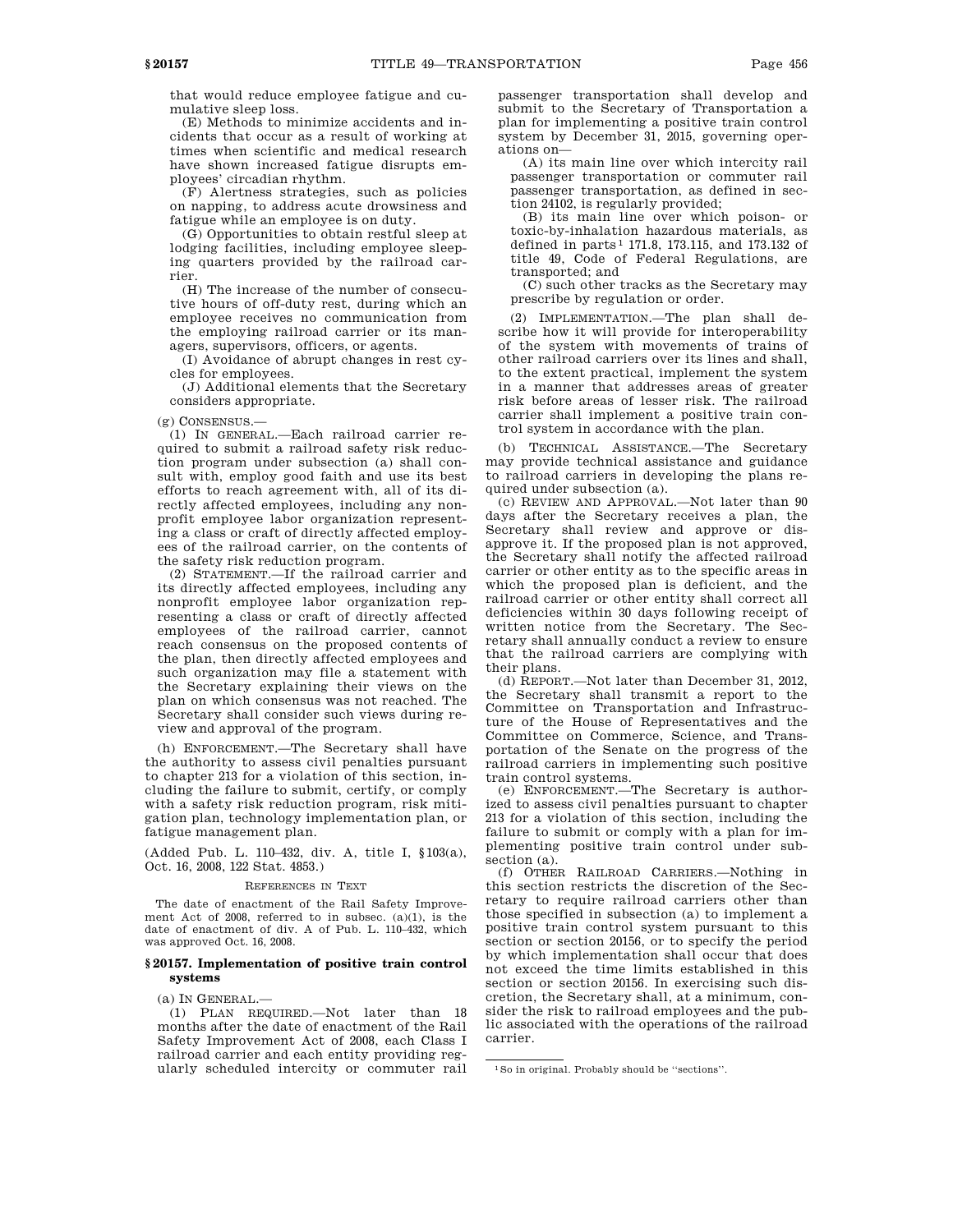that would reduce employee fatigue and cumulative sleep loss.

(E) Methods to minimize accidents and incidents that occur as a result of working at times when scientific and medical research have shown increased fatigue disrupts employees' circadian rhythm.

(F) Alertness strategies, such as policies on napping, to address acute drowsiness and fatigue while an employee is on duty.

(G) Opportunities to obtain restful sleep at lodging facilities, including employee sleeping quarters provided by the railroad carrier.

(H) The increase of the number of consecutive hours of off-duty rest, during which an employee receives no communication from the employing railroad carrier or its managers, supervisors, officers, or agents.

(I) Avoidance of abrupt changes in rest cycles for employees.

(J) Additional elements that the Secretary considers appropriate.

(g) CONSENSUS.—

(1) IN GENERAL.—Each railroad carrier required to submit a railroad safety risk reduction program under subsection (a) shall consult with, employ good faith and use its best efforts to reach agreement with, all of its directly affected employees, including any nonprofit employee labor organization representing a class or craft of directly affected employees of the railroad carrier, on the contents of the safety risk reduction program.

(2) STATEMENT.—If the railroad carrier and its directly affected employees, including any nonprofit employee labor organization representing a class or craft of directly affected employees of the railroad carrier, cannot reach consensus on the proposed contents of the plan, then directly affected employees and such organization may file a statement with the Secretary explaining their views on the plan on which consensus was not reached. The Secretary shall consider such views during review and approval of the program.

(h) ENFORCEMENT.—The Secretary shall have the authority to assess civil penalties pursuant to chapter 213 for a violation of this section, including the failure to submit, certify, or comply with a safety risk reduction program, risk mitigation plan, technology implementation plan, or fatigue management plan.

(Added Pub. L. 110–432, div. A, title I, §103(a), Oct. 16, 2008, 122 Stat. 4853.)

REFERENCES IN TEXT

The date of enactment of the Rail Safety Improvement Act of 2008, referred to in subsec. (a)(1), is the date of enactment of div. A of Pub. L. 110–432, which was approved Oct. 16, 2008.

## §20157. Implementation of positive train control systems

(a) IN GENERAL.—

(1) PLAN REQUIRED.—Not later than 18 months after the date of enactment of the Rail Safety Improvement Act of 2008, each Class I railroad carrier and each entity providing regularly scheduled intercity or commuter rail passenger transportation shall develop and submit to the Secretary of Transportation a plan for implementing a positive train control system by December 31, 2015, governing operations on—

(A) its main line over which intercity rail passenger transportation or commuter rail passenger transportation, as defined in section 24102, is regularly provided;

(B) its main line over which poison- or toxic-by-inhalation hazardous materials, as defined in parts[1] 171.8, 173.115, and 173.132 of title 49, Code of Federal Regulations, are transported; and

(C) such other tracks as the Secretary may prescribe by regulation or order.

(2) IMPLEMENTATION.—The plan shall describe how it will provide for interoperability of the system with movements of trains of other railroad carriers over its lines and shall, to the extent practical, implement the system in a manner that addresses areas of greater risk before areas of lesser risk. The railroad carrier shall implement a positive train control system in accordance with the plan.

(b) TECHNICAL ASSISTANCE.—The Secretary may provide technical assistance and guidance to railroad carriers in developing the plans required under subsection (a).

(c) REVIEW AND APPROVAL.—Not later than 90 days after the Secretary receives a plan, the Secretary shall review and approve or disapprove it. If the proposed plan is not approved, the Secretary shall notify the affected railroad carrier or other entity as to the specific areas in which the proposed plan is deficient, and the railroad carrier or other entity shall correct all deficiencies within 30 days following receipt of written notice from the Secretary. The Secretary shall annually conduct a review to ensure that the railroad carriers are complying with their plans.

(d) REPORT.—Not later than December 31, 2012, the Secretary shall transmit a report to the Committee on Transportation and Infrastructure of the House of Representatives and the Committee on Commerce, Science, and Transportation of the Senate on the progress of the railroad carriers in implementing such positive train control systems.

(e) ENFORCEMENT.—The Secretary is authorized to assess civil penalties pursuant to chapter 213 for a violation of this section, including the failure to submit or comply with a plan for implementing positive train control under subsection (a).

(f) OTHER RAILROAD CARRIERS.—Nothing in this section restricts the discretion of the Secretary to require railroad carriers other than those specified in subsection (a) to implement a positive train control system pursuant to this section or section 20156, or to specify the period by which implementation shall occur that does not exceed the time limits established in this section or section 20156. In exercising such discretion, the Secretary shall, at a minimum, consider the risk to railroad employees and the public associated with the operations of the railroad carrier.

[1] So in original. Probably should be "sections".